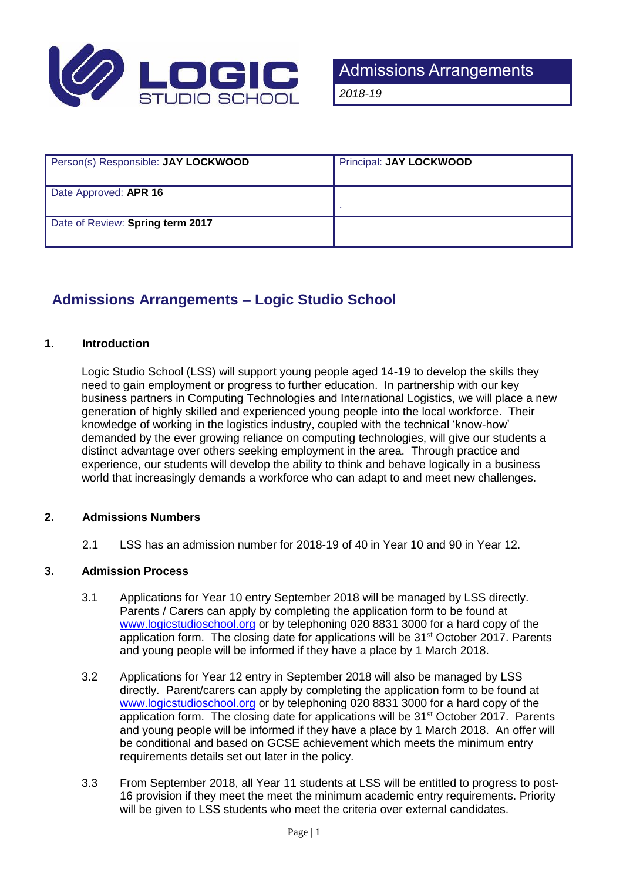LOGIC STUDIO SCHOOL

# Admissions Arrangements

*2018-19*

| Person(s) Responsible: **JAY LOCKWOOD** | Principal: **JAY LOCKWOOD** |
|---|---|
| Date Approved: **APR 16** | . |
| Date of Review: **Spring term 2017** | |

## Admissions Arrangements – Logic Studio School

### 1. Introduction

Logic Studio School (LSS) will support young people aged 14-19 to develop the skills they need to gain employment or progress to further education. In partnership with our key business partners in Computing Technologies and International Logistics, we will place a new generation of highly skilled and experienced young people into the local workforce. Their knowledge of working in the logistics industry, coupled with the technical 'know-how' demanded by the ever growing reliance on computing technologies, will give our students a distinct advantage over others seeking employment in the area. Through practice and experience, our students will develop the ability to think and behave logically in a business world that increasingly demands a workforce who can adapt to and meet new challenges.

### 2. Admissions Numbers

2.1 LSS has an admission number for 2018-19 of 40 in Year 10 and 90 in Year 12.

### 3. Admission Process

3.1 Applications for Year 10 entry September 2018 will be managed by LSS directly. Parents / Carers can apply by completing the application form to be found at www.logicstudioschool.org or by telephoning 020 8831 3000 for a hard copy of the application form. The closing date for applications will be 31st October 2017. Parents and young people will be informed if they have a place by 1 March 2018.

3.2 Applications for Year 12 entry in September 2018 will also be managed by LSS directly. Parent/carers can apply by completing the application form to be found at www.logicstudioschool.org or by telephoning 020 8831 3000 for a hard copy of the application form. The closing date for applications will be 31st October 2017. Parents and young people will be informed if they have a place by 1 March 2018. An offer will be conditional and based on GCSE achievement which meets the minimum entry requirements details set out later in the policy.

3.3 From September 2018, all Year 11 students at LSS will be entitled to progress to post-16 provision if they meet the meet the minimum academic entry requirements. Priority will be given to LSS students who meet the criteria over external candidates.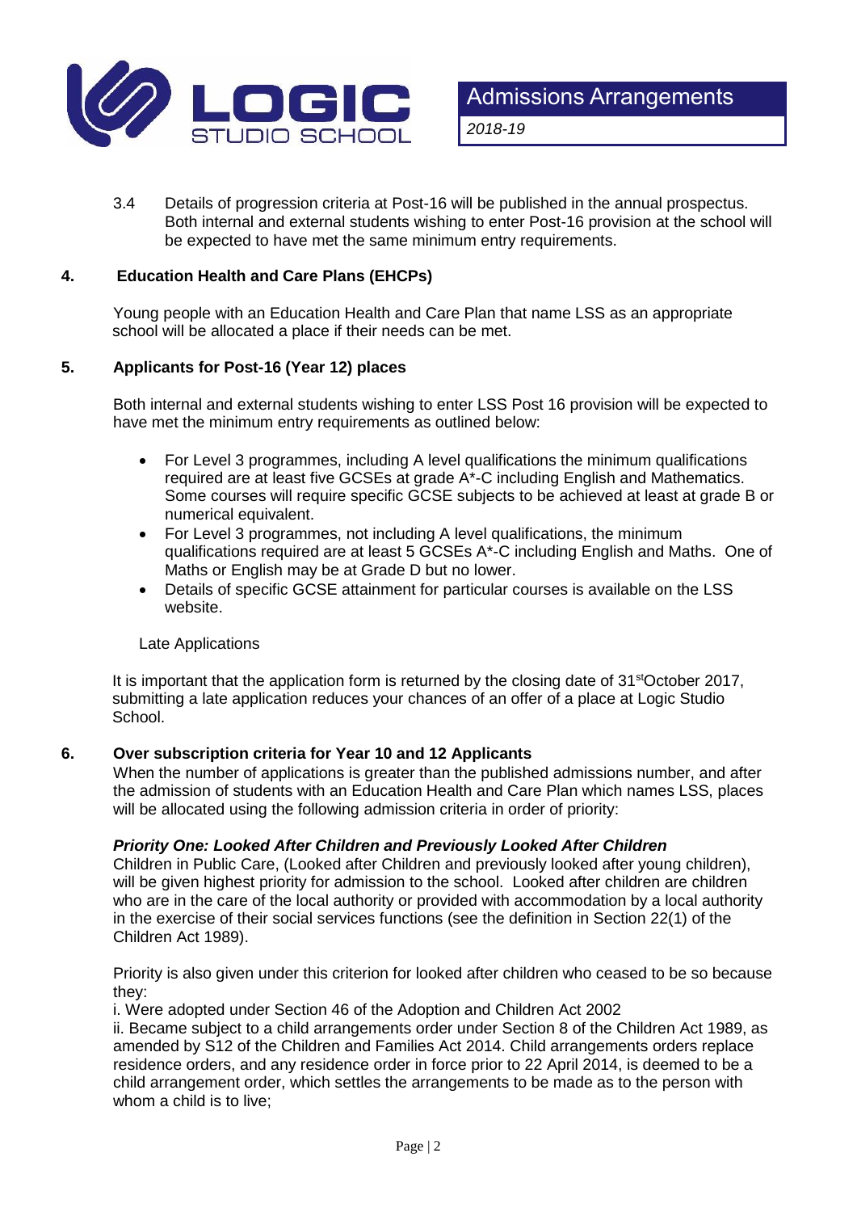3.4 Details of progression criteria at Post-16 will be published in the annual prospectus. Both internal and external students wishing to enter Post-16 provision at the school will be expected to have met the same minimum entry requirements.

## 4. Education Health and Care Plans (EHCPs)

Young people with an Education Health and Care Plan that name LSS as an appropriate school will be allocated a place if their needs can be met.

## 5. Applicants for Post-16 (Year 12) places

Both internal and external students wishing to enter LSS Post 16 provision will be expected to have met the minimum entry requirements as outlined below:

- For Level 3 programmes, including A level qualifications the minimum qualifications required are at least five GCSEs at grade A*-C including English and Mathematics. Some courses will require specific GCSE subjects to be achieved at least at grade B or numerical equivalent.
- For Level 3 programmes, not including A level qualifications, the minimum qualifications required are at least 5 GCSEs A*-C including English and Maths. One of Maths or English may be at Grade D but no lower.
- Details of specific GCSE attainment for particular courses is available on the LSS website.

Late Applications

It is important that the application form is returned by the closing date of 31st October 2017, submitting a late application reduces your chances of an offer of a place at Logic Studio School.

## 6. Over subscription criteria for Year 10 and 12 Applicants

When the number of applications is greater than the published admissions number, and after the admission of students with an Education Health and Care Plan which names LSS, places will be allocated using the following admission criteria in order of priority:

***Priority One: Looked After Children and Previously Looked After Children***

Children in Public Care, (Looked after Children and previously looked after young children), will be given highest priority for admission to the school. Looked after children are children who are in the care of the local authority or provided with accommodation by a local authority in the exercise of their social services functions (see the definition in Section 22(1) of the Children Act 1989).

Priority is also given under this criterion for looked after children who ceased to be so because they:

i. Were adopted under Section 46 of the Adoption and Children Act 2002

ii. Became subject to a child arrangements order under Section 8 of the Children Act 1989, as amended by S12 of the Children and Families Act 2014. Child arrangements orders replace residence orders, and any residence order in force prior to 22 April 2014, is deemed to be a child arrangement order, which settles the arrangements to be made as to the person with whom a child is to live;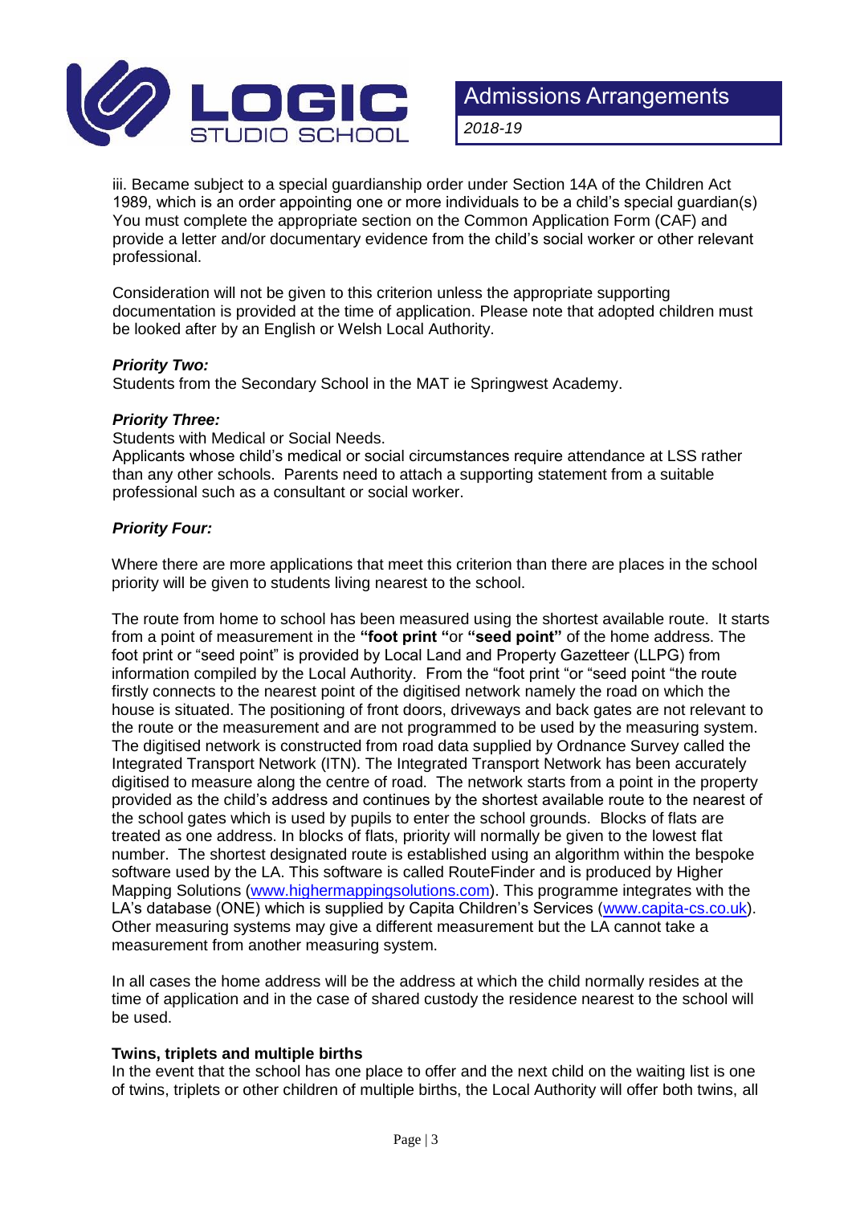iii. Became subject to a special guardianship order under Section 14A of the Children Act 1989, which is an order appointing one or more individuals to be a child's special guardian(s) You must complete the appropriate section on the Common Application Form (CAF) and provide a letter and/or documentary evidence from the child's social worker or other relevant professional.

Consideration will not be given to this criterion unless the appropriate supporting documentation is provided at the time of application. Please note that adopted children must be looked after by an English or Welsh Local Authority.

***Priority Two:***
Students from the Secondary School in the MAT ie Springwest Academy.

***Priority Three:***
Students with Medical or Social Needs.
Applicants whose child's medical or social circumstances require attendance at LSS rather than any other schools. Parents need to attach a supporting statement from a suitable professional such as a consultant or social worker.

***Priority Four:***

Where there are more applications that meet this criterion than there are places in the school priority will be given to students living nearest to the school.

The route from home to school has been measured using the shortest available route. It starts from a point of measurement in the **"foot print "**or **"seed point"** of the home address. The foot print or "seed point" is provided by Local Land and Property Gazetteer (LLPG) from information compiled by the Local Authority. From the "foot print "or "seed point "the route firstly connects to the nearest point of the digitised network namely the road on which the house is situated. The positioning of front doors, driveways and back gates are not relevant to the route or the measurement and are not programmed to be used by the measuring system. The digitised network is constructed from road data supplied by Ordnance Survey called the Integrated Transport Network (ITN). The Integrated Transport Network has been accurately digitised to measure along the centre of road. The network starts from a point in the property provided as the child's address and continues by the shortest available route to the nearest of the school gates which is used by pupils to enter the school grounds. Blocks of flats are treated as one address. In blocks of flats, priority will normally be given to the lowest flat number. The shortest designated route is established using an algorithm within the bespoke software used by the LA. This software is called RouteFinder and is produced by Higher Mapping Solutions (www.highermappingsolutions.com). This programme integrates with the LA's database (ONE) which is supplied by Capita Children's Services (www.capita-cs.co.uk). Other measuring systems may give a different measurement but the LA cannot take a measurement from another measuring system.

In all cases the home address will be the address at which the child normally resides at the time of application and in the case of shared custody the residence nearest to the school will be used.

**Twins, triplets and multiple births**
In the event that the school has one place to offer and the next child on the waiting list is one of twins, triplets or other children of multiple births, the Local Authority will offer both twins, all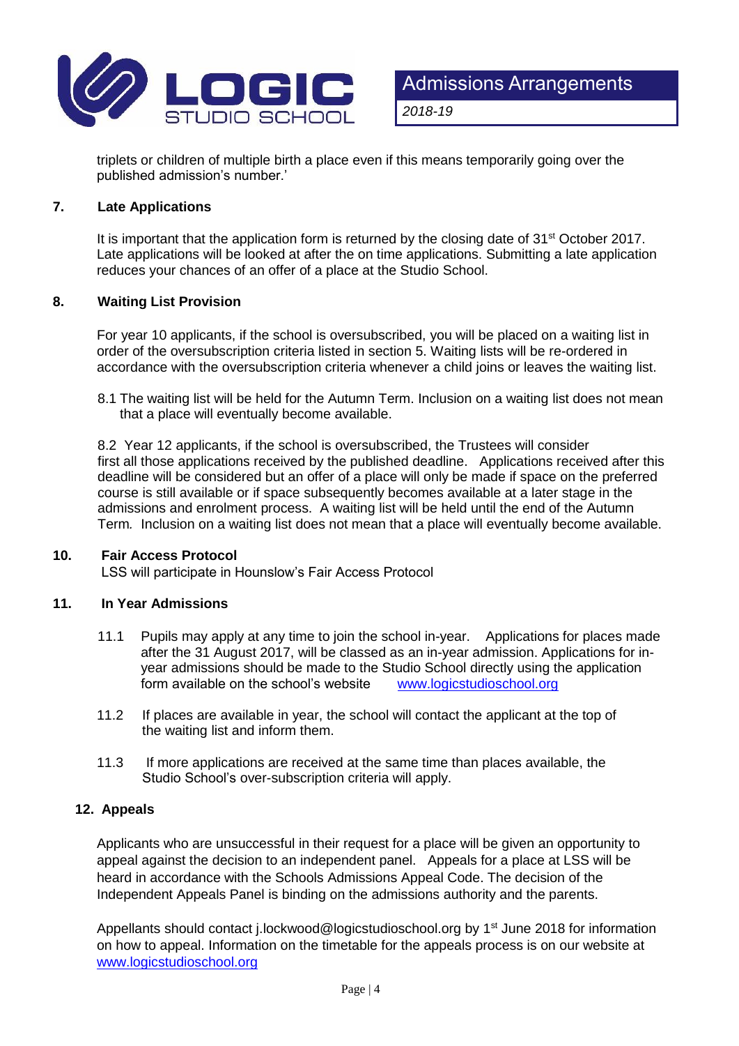triplets or children of multiple birth a place even if this means temporarily going over the published admission's number.'

## 7. Late Applications

It is important that the application form is returned by the closing date of 31st October 2017. Late applications will be looked at after the on time applications. Submitting a late application reduces your chances of an offer of a place at the Studio School.

## 8. Waiting List Provision

For year 10 applicants, if the school is oversubscribed, you will be placed on a waiting list in order of the oversubscription criteria listed in section 5. Waiting lists will be re-ordered in accordance with the oversubscription criteria whenever a child joins or leaves the waiting list.

8.1 The waiting list will be held for the Autumn Term. Inclusion on a waiting list does not mean that a place will eventually become available.

8.2 Year 12 applicants, if the school is oversubscribed, the Trustees will consider first all those applications received by the published deadline. Applications received after this deadline will be considered but an offer of a place will only be made if space on the preferred course is still available or if space subsequently becomes available at a later stage in the admissions and enrolment process. A waiting list will be held until the end of the Autumn Term. Inclusion on a waiting list does not mean that a place will eventually become available.

## 10. Fair Access Protocol

LSS will participate in Hounslow's Fair Access Protocol

## 11. In Year Admissions

11.1 Pupils may apply at any time to join the school in-year. Applications for places made after the 31 August 2017, will be classed as an in-year admission. Applications for in-year admissions should be made to the Studio School directly using the application form available on the school's website www.logicstudioschool.org

11.2 If places are available in year, the school will contact the applicant at the top of the waiting list and inform them.

11.3 If more applications are received at the same time than places available, the Studio School's over-subscription criteria will apply.

## 12. Appeals

Applicants who are unsuccessful in their request for a place will be given an opportunity to appeal against the decision to an independent panel. Appeals for a place at LSS will be heard in accordance with the Schools Admissions Appeal Code. The decision of the Independent Appeals Panel is binding on the admissions authority and the parents.

Appellants should contact j.lockwood@logicstudioschool.org by 1st June 2018 for information on how to appeal. Information on the timetable for the appeals process is on our website at www.logicstudioschool.org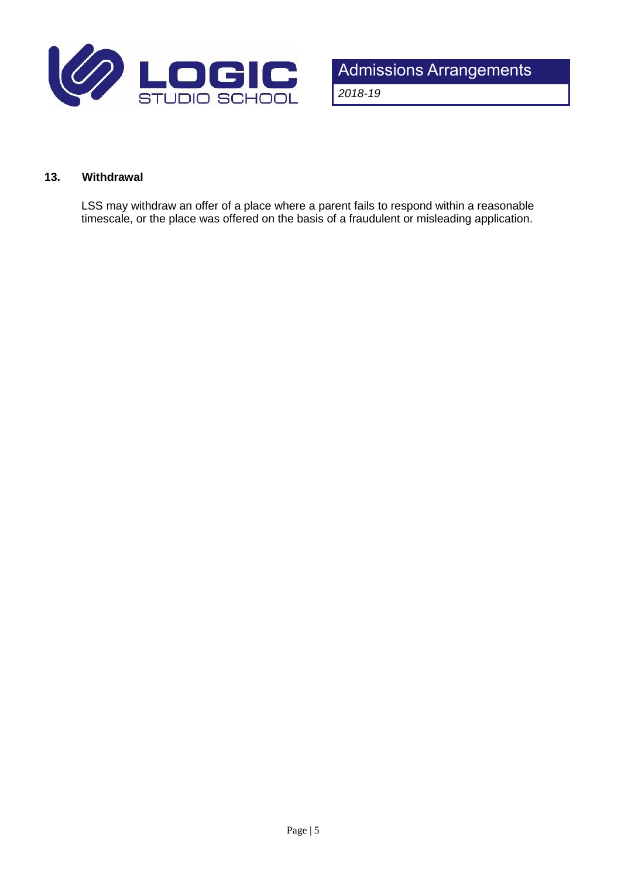## 13. Withdrawal

LSS may withdraw an offer of a place where a parent fails to respond within a reasonable timescale, or the place was offered on the basis of a fraudulent or misleading application.